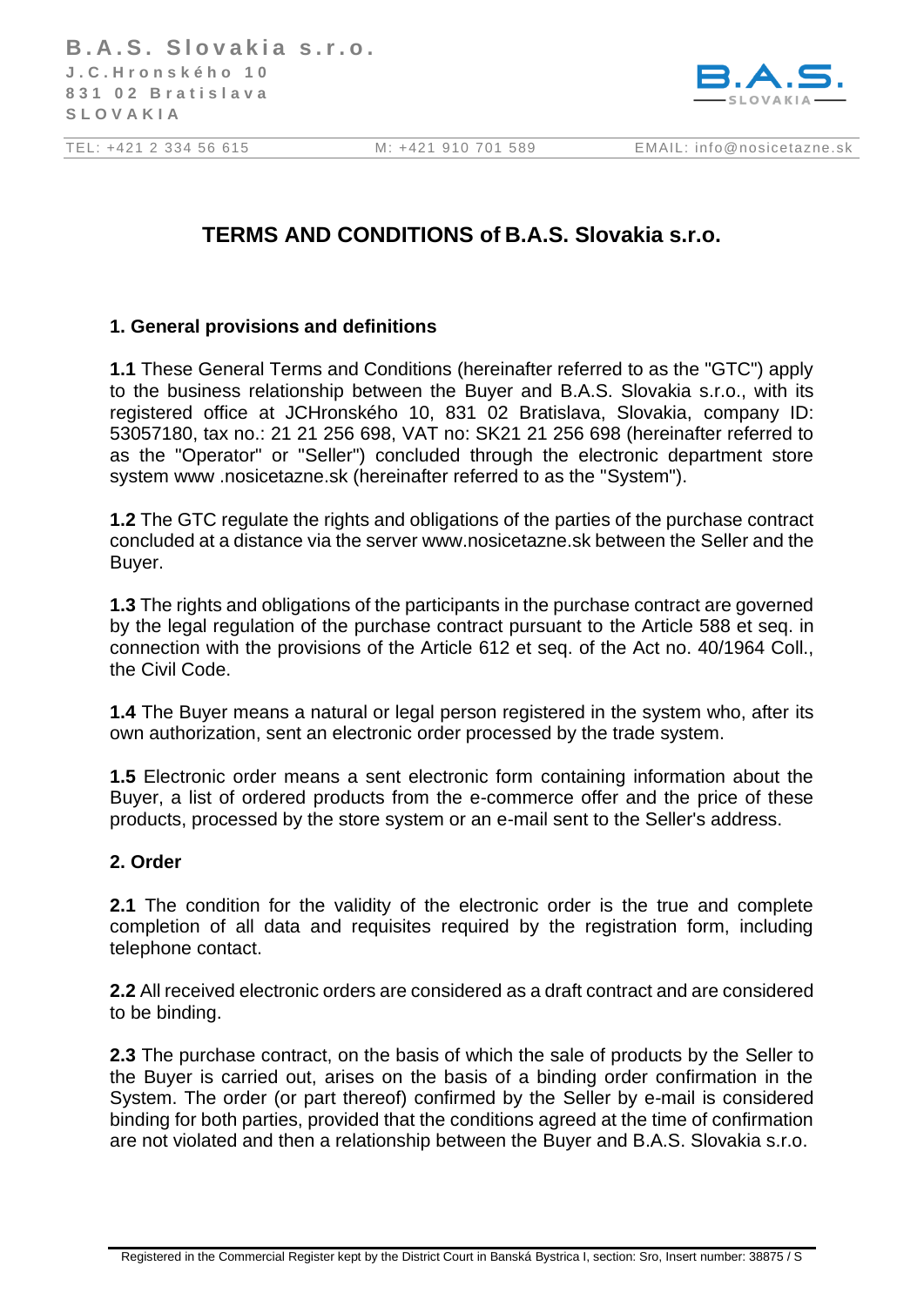# TERMS AND CONDITIONS of B.A.S. Slovakia s.r.o.

## 1. General provisions and definitions

**1.1** These General Terms and Conditions (hereinafter referred to as the "GTC") apply to the business relationship between the Buyer and B.A.S. Slovakia s.r.o., with its registered office at JCHronského 10, 831 02 Bratislava, Slovakia, company ID: 53057180, tax no.: 21 21 256 698, VAT no: SK21 21 256 698 (hereinafter referred to as the "Operator" or "Seller") concluded through the electronic department store system www .nosicetazne.sk (hereinafter referred to as the "System").

**1.2** The GTC regulate the rights and obligations of the parties of the purchase contract concluded at a distance via the server www.nosicetazne.sk between the Seller and the Buyer.

**1.3** The rights and obligations of the participants in the purchase contract are governed by the legal regulation of the purchase contract pursuant to the Article 588 et seq. in connection with the provisions of the Article 612 et seq. of the Act no. 40/1964 Coll., the Civil Code.

**1.4** The Buyer means a natural or legal person registered in the system who, after its own authorization, sent an electronic order processed by the trade system.

**1.5** Electronic order means a sent electronic form containing information about the Buyer, a list of ordered products from the e-commerce offer and the price of these products, processed by the store system or an e-mail sent to the Seller's address.

## 2. Order

**2.1** The condition for the validity of the electronic order is the true and complete completion of all data and requisites required by the registration form, including telephone contact.

**2.2** All received electronic orders are considered as a draft contract and are considered to be binding.

**2.3** The purchase contract, on the basis of which the sale of products by the Seller to the Buyer is carried out, arises on the basis of a binding order confirmation in the System. The order (or part thereof) confirmed by the Seller by e-mail is considered binding for both parties, provided that the conditions agreed at the time of confirmation are not violated and then a relationship between the Buyer and B.A.S. Slovakia s.r.o.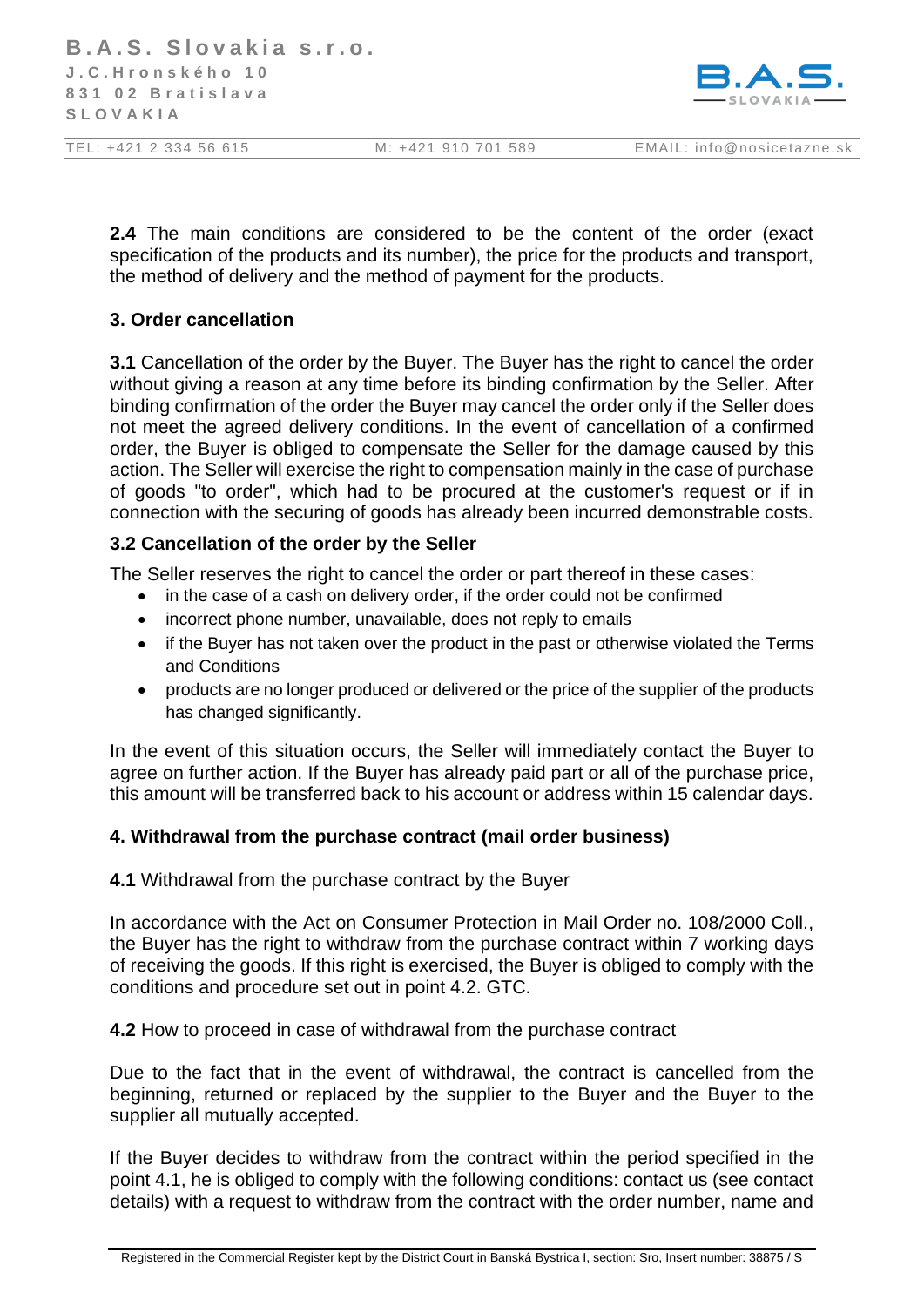**2.4** The main conditions are considered to be the content of the order (exact specification of the products and its number), the price for the products and transport, the method of delivery and the method of payment for the products.

## 3. Order cancellation

**3.1** Cancellation of the order by the Buyer. The Buyer has the right to cancel the order without giving a reason at any time before its binding confirmation by the Seller. After binding confirmation of the order the Buyer may cancel the order only if the Seller does not meet the agreed delivery conditions. In the event of cancellation of a confirmed order, the Buyer is obliged to compensate the Seller for the damage caused by this action. The Seller will exercise the right to compensation mainly in the case of purchase of goods "to order", which had to be procured at the customer's request or if in connection with the securing of goods has already been incurred demonstrable costs.

### 3.2 Cancellation of the order by the Seller

The Seller reserves the right to cancel the order or part thereof in these cases:

- in the case of a cash on delivery order, if the order could not be confirmed
- incorrect phone number, unavailable, does not reply to emails
- if the Buyer has not taken over the product in the past or otherwise violated the Terms and Conditions
- products are no longer produced or delivered or the price of the supplier of the products has changed significantly.

In the event of this situation occurs, the Seller will immediately contact the Buyer to agree on further action. If the Buyer has already paid part or all of the purchase price, this amount will be transferred back to his account or address within 15 calendar days.

## 4. Withdrawal from the purchase contract (mail order business)

**4.1** Withdrawal from the purchase contract by the Buyer

In accordance with the Act on Consumer Protection in Mail Order no. 108/2000 Coll., the Buyer has the right to withdraw from the purchase contract within 7 working days of receiving the goods. If this right is exercised, the Buyer is obliged to comply with the conditions and procedure set out in point 4.2. GTC.

**4.2** How to proceed in case of withdrawal from the purchase contract

Due to the fact that in the event of withdrawal, the contract is cancelled from the beginning, returned or replaced by the supplier to the Buyer and the Buyer to the supplier all mutually accepted.

If the Buyer decides to withdraw from the contract within the period specified in the point 4.1, he is obliged to comply with the following conditions: contact us (see contact details) with a request to withdraw from the contract with the order number, name and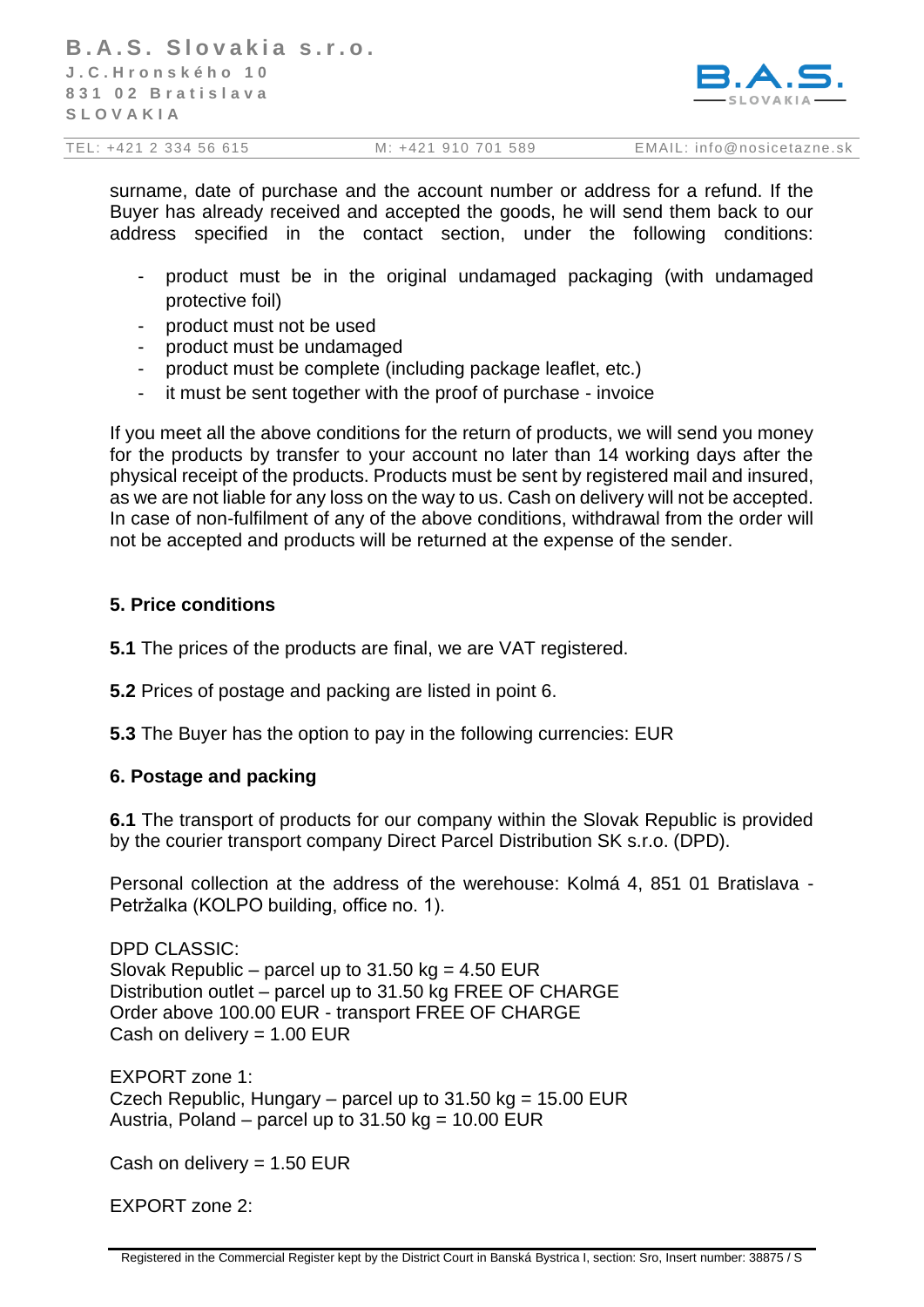surname, date of purchase and the account number or address for a refund. If the Buyer has already received and accepted the goods, he will send them back to our address specified in the contact section, under the following conditions:

- product must be in the original undamaged packaging (with undamaged protective foil)
- product must not be used
- product must be undamaged
- product must be complete (including package leaflet, etc.)
- it must be sent together with the proof of purchase - invoice

If you meet all the above conditions for the return of products, we will send you money for the products by transfer to your account no later than 14 working days after the physical receipt of the products. Products must be sent by registered mail and insured, as we are not liable for any loss on the way to us. Cash on delivery will not be accepted. In case of non-fulfilment of any of the above conditions, withdrawal from the order will not be accepted and products will be returned at the expense of the sender.

## 5. Price conditions

**5.1** The prices of the products are final, we are VAT registered.

**5.2** Prices of postage and packing are listed in point 6.

**5.3** The Buyer has the option to pay in the following currencies: EUR

## 6. Postage and packing

**6.1** The transport of products for our company within the Slovak Republic is provided by the courier transport company Direct Parcel Distribution SK s.r.o. (DPD).

Personal collection at the address of the werehouse: Kolmá 4, 851 01 Bratislava - Petržalka (KOLPO building, office no. 1).

DPD CLASSIC:
Slovak Republic – parcel up to 31.50 kg = 4.50 EUR
Distribution outlet – parcel up to 31.50 kg FREE OF CHARGE
Order above 100.00 EUR - transport FREE OF CHARGE
Cash on delivery = 1.00 EUR

EXPORT zone 1:
Czech Republic, Hungary – parcel up to 31.50 kg = 15.00 EUR
Austria, Poland – parcel up to 31.50 kg = 10.00 EUR

Cash on delivery = 1.50 EUR

EXPORT zone 2: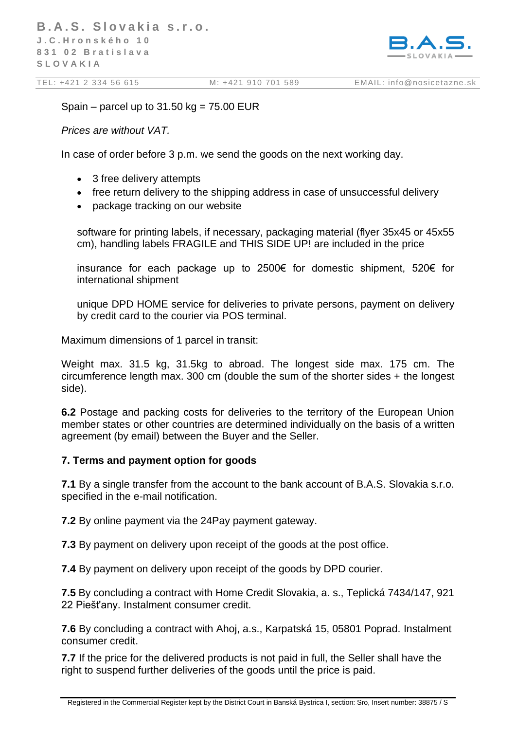Spain – parcel up to 31.50 kg = 75.00 EUR

*Prices are without VAT.*

In case of order before 3 p.m. we send the goods on the next working day.

- 3 free delivery attempts
- free return delivery to the shipping address in case of unsuccessful delivery
- package tracking on our website

software for printing labels, if necessary, packaging material (flyer 35x45 or 45x55 cm), handling labels FRAGILE and THIS SIDE UP! are included in the price

insurance for each package up to 2500€ for domestic shipment, 520€ for international shipment

unique DPD HOME service for deliveries to private persons, payment on delivery by credit card to the courier via POS terminal.

Maximum dimensions of 1 parcel in transit:

Weight max. 31.5 kg, 31.5kg to abroad. The longest side max. 175 cm. The circumference length max. 300 cm (double the sum of the shorter sides + the longest side).

**6.2** Postage and packing costs for deliveries to the territory of the European Union member states or other countries are determined individually on the basis of a written agreement (by email) between the Buyer and the Seller.

### 7. Terms and payment option for goods

**7.1** By a single transfer from the account to the bank account of B.A.S. Slovakia s.r.o. specified in the e-mail notification.

**7.2** By online payment via the 24Pay payment gateway.

**7.3** By payment on delivery upon receipt of the goods at the post office.

**7.4** By payment on delivery upon receipt of the goods by DPD courier.

**7.5** By concluding a contract with Home Credit Slovakia, a. s., Teplická 7434/147, 921 22 Piešťany. Instalment consumer credit.

**7.6** By concluding a contract with Ahoj, a.s., Karpatská 15, 05801 Poprad. Instalment consumer credit.

**7.7** If the price for the delivered products is not paid in full, the Seller shall have the right to suspend further deliveries of the goods until the price is paid.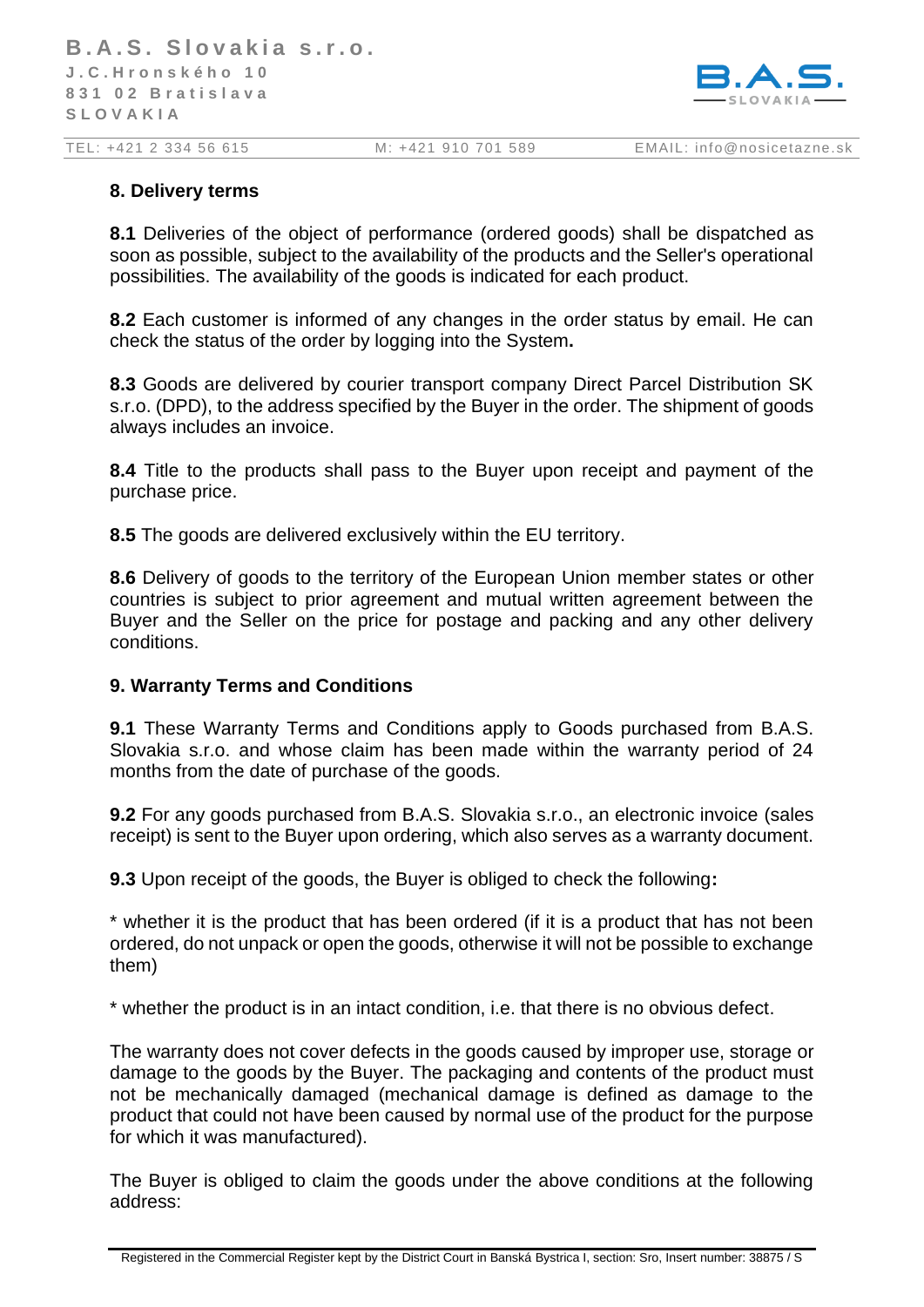## 8. Delivery terms

**8.1** Deliveries of the object of performance (ordered goods) shall be dispatched as soon as possible, subject to the availability of the products and the Seller's operational possibilities. The availability of the goods is indicated for each product.

**8.2** Each customer is informed of any changes in the order status by email. He can check the status of the order by logging into the System**.**

**8.3** Goods are delivered by courier transport company Direct Parcel Distribution SK s.r.o. (DPD), to the address specified by the Buyer in the order. The shipment of goods always includes an invoice.

**8.4** Title to the products shall pass to the Buyer upon receipt and payment of the purchase price.

**8.5** The goods are delivered exclusively within the EU territory.

**8.6** Delivery of goods to the territory of the European Union member states or other countries is subject to prior agreement and mutual written agreement between the Buyer and the Seller on the price for postage and packing and any other delivery conditions.

## 9. Warranty Terms and Conditions

**9.1** These Warranty Terms and Conditions apply to Goods purchased from B.A.S. Slovakia s.r.o. and whose claim has been made within the warranty period of 24 months from the date of purchase of the goods.

**9.2** For any goods purchased from B.A.S. Slovakia s.r.o., an electronic invoice (sales receipt) is sent to the Buyer upon ordering, which also serves as a warranty document.

**9.3** Upon receipt of the goods, the Buyer is obliged to check the following**:**

* whether it is the product that has been ordered (if it is a product that has not been ordered, do not unpack or open the goods, otherwise it will not be possible to exchange them)

* whether the product is in an intact condition, i.e. that there is no obvious defect.

The warranty does not cover defects in the goods caused by improper use, storage or damage to the goods by the Buyer. The packaging and contents of the product must not be mechanically damaged (mechanical damage is defined as damage to the product that could not have been caused by normal use of the product for the purpose for which it was manufactured).

The Buyer is obliged to claim the goods under the above conditions at the following address: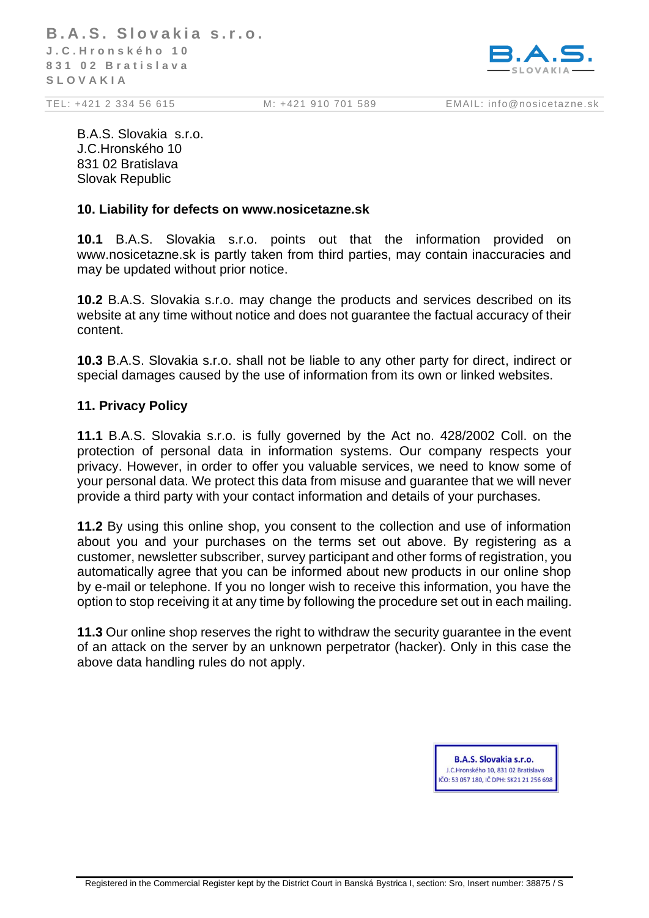B.A.S. Slovakia s.r.o.
J.C.Hronského 10
831 02 Bratislava
Slovak Republic

**10. Liability for defects on www.nosicetazne.sk**

**10.1** B.A.S. Slovakia s.r.o. points out that the information provided on www.nosicetazne.sk is partly taken from third parties, may contain inaccuracies and may be updated without prior notice.

**10.2** B.A.S. Slovakia s.r.o. may change the products and services described on its website at any time without notice and does not guarantee the factual accuracy of their content.

**10.3** B.A.S. Slovakia s.r.o. shall not be liable to any other party for direct, indirect or special damages caused by the use of information from its own or linked websites.

**11. Privacy Policy**

**11.1** B.A.S. Slovakia s.r.o. is fully governed by the Act no. 428/2002 Coll. on the protection of personal data in information systems. Our company respects your privacy. However, in order to offer you valuable services, we need to know some of your personal data. We protect this data from misuse and guarantee that we will never provide a third party with your contact information and details of your purchases.

**11.2** By using this online shop, you consent to the collection and use of information about you and your purchases on the terms set out above. By registering as a customer, newsletter subscriber, survey participant and other forms of registration, you automatically agree that you can be informed about new products in our online shop by e-mail or telephone. If you no longer wish to receive this information, you have the option to stop receiving it at any time by following the procedure set out in each mailing.

**11.3** Our online shop reserves the right to withdraw the security guarantee in the event of an attack on the server by an unknown perpetrator (hacker). Only in this case the above data handling rules do not apply.

B.A.S. Slovakia s.r.o.
J.C.Hronského 10, 831 02 Bratislava
IČO: 53 057 180, IČ DPH: SK21 21 256 698